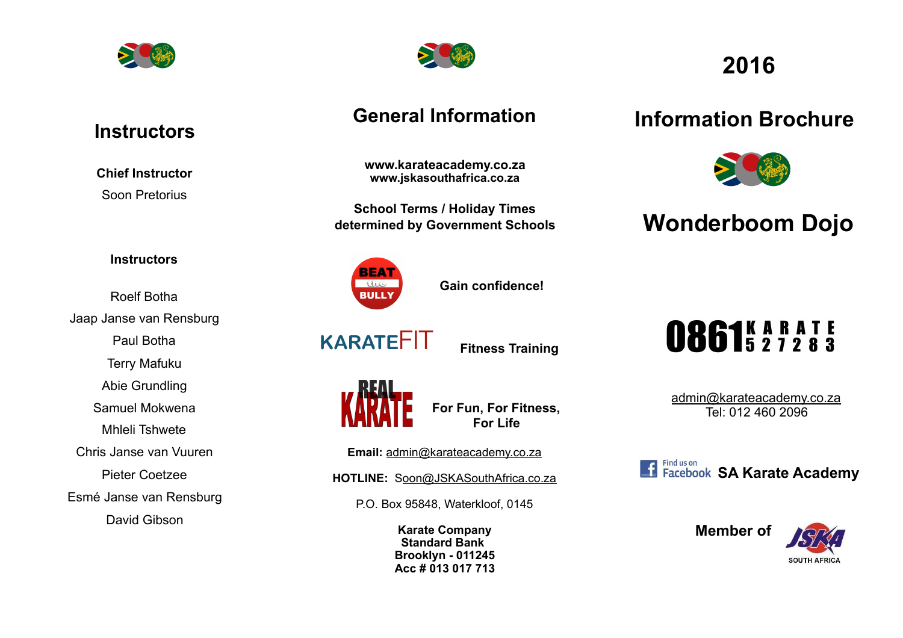## Instructors

**Chief Instructor**

Soon Pretorius

**Instructors**

Roelf Botha
Jaap Janse van Rensburg
Paul Botha
Terry Mafuku
Abie Grundling
Samuel Mokwena
Mhleli Tshwete
Chris Janse van Vuuren
Pieter Coetzee
Esmé Janse van Rensburg
David Gibson

## General Information

**www.karateacademy.co.za**
**www.jskasouthafrica.co.za**

**School Terms / Holiday Times determined by Government Schools**

BEAT the BULLY — **Gain confidence!**

KARATEFIT — **Fitness Training**

REAL KARATE — **For Fun, For Fitness, For Life**

**Email:** admin@karateacademy.co.za

**HOTLINE:** Soon@JSKASouthAfrica.co.za

P.O. Box 95848, Waterkloof, 0145

**Karate Company**
**Standard Bank**
**Brooklyn - 011245**
**Acc # 013 017 713**

# 2016

# Information Brochure

# Wonderboom Dojo

**0861 KARATE**
**0861 527283**

admin@karateacademy.co.za
Tel: 012 460 2096

Find us on Facebook **SA Karate Academy**

**Member of** JSKA SOUTH AFRICA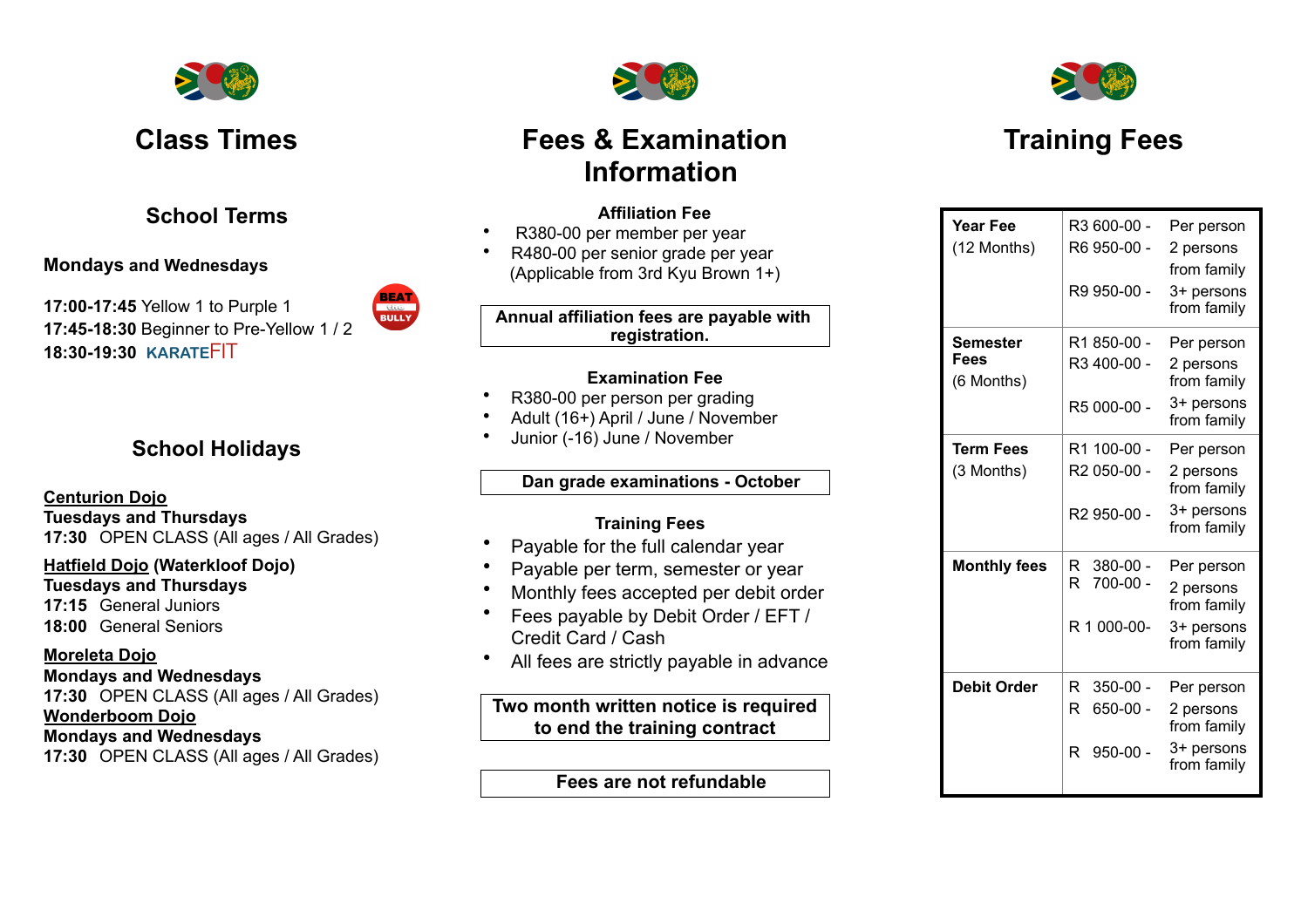# Class Times

## School Terms

**Mondays and Wednesdays**

**17:00-17:45** Yellow 1 to Purple 1
**17:45-18:30** Beginner to Pre-Yellow 1 / 2
**18:30-19:30** KARATEFIT

BEAT the BULLY

## School Holidays

**Centurion Dojo**
**Tuesdays and Thursdays**
**17:30** OPEN CLASS (All ages / All Grades)

**Hatfield Dojo (Waterkloof Dojo)**
**Tuesdays and Thursdays**
**17:15** General Juniors
**18:00** General Seniors

**Moreleta Dojo**
**Mondays and Wednesdays**
**17:30** OPEN CLASS (All ages / All Grades)

**Wonderboom Dojo**
**Mondays and Wednesdays**
**17:30** OPEN CLASS (All ages / All Grades)

# Fees & Examination Information

### Affiliation Fee

- R380-00 per member per year
- R480-00 per senior grade per year (Applicable from 3rd Kyu Brown 1+)

**Annual affiliation fees are payable with registration.**

### Examination Fee

- R380-00 per person per grading
- Adult (16+) April / June / November
- Junior (-16) June / November

**Dan grade examinations - October**

### Training Fees

- Payable for the full calendar year
- Payable per term, semester or year
- Monthly fees accepted per debit order
- Fees payable by Debit Order / EFT / Credit Card / Cash
- All fees are strictly payable in advance

**Two month written notice is required to end the training contract**

**Fees are not refundable**

# Training Fees

| | | |
|---|---|---|
| **Year Fee** (12 Months) | R3 600-00 - | Per person |
| | R6 950-00 - | 2 persons from family |
| | R9 950-00 - | 3+ persons from family |
| **Semester Fees** (6 Months) | R1 850-00 - | Per person |
| | R3 400-00 - | 2 persons from family |
| | R5 000-00 - | 3+ persons from family |
| **Term Fees** (3 Months) | R1 100-00 - | Per person |
| | R2 050-00 - | 2 persons from family |
| | R2 950-00 - | 3+ persons from family |
| **Monthly fees** | R 380-00 - | Per person |
| | R 700-00 - | 2 persons from family |
| | R 1 000-00- | 3+ persons from family |
| **Debit Order** | R 350-00 - | Per person |
| | R 650-00 - | 2 persons from family |
| | R 950-00 - | 3+ persons from family |